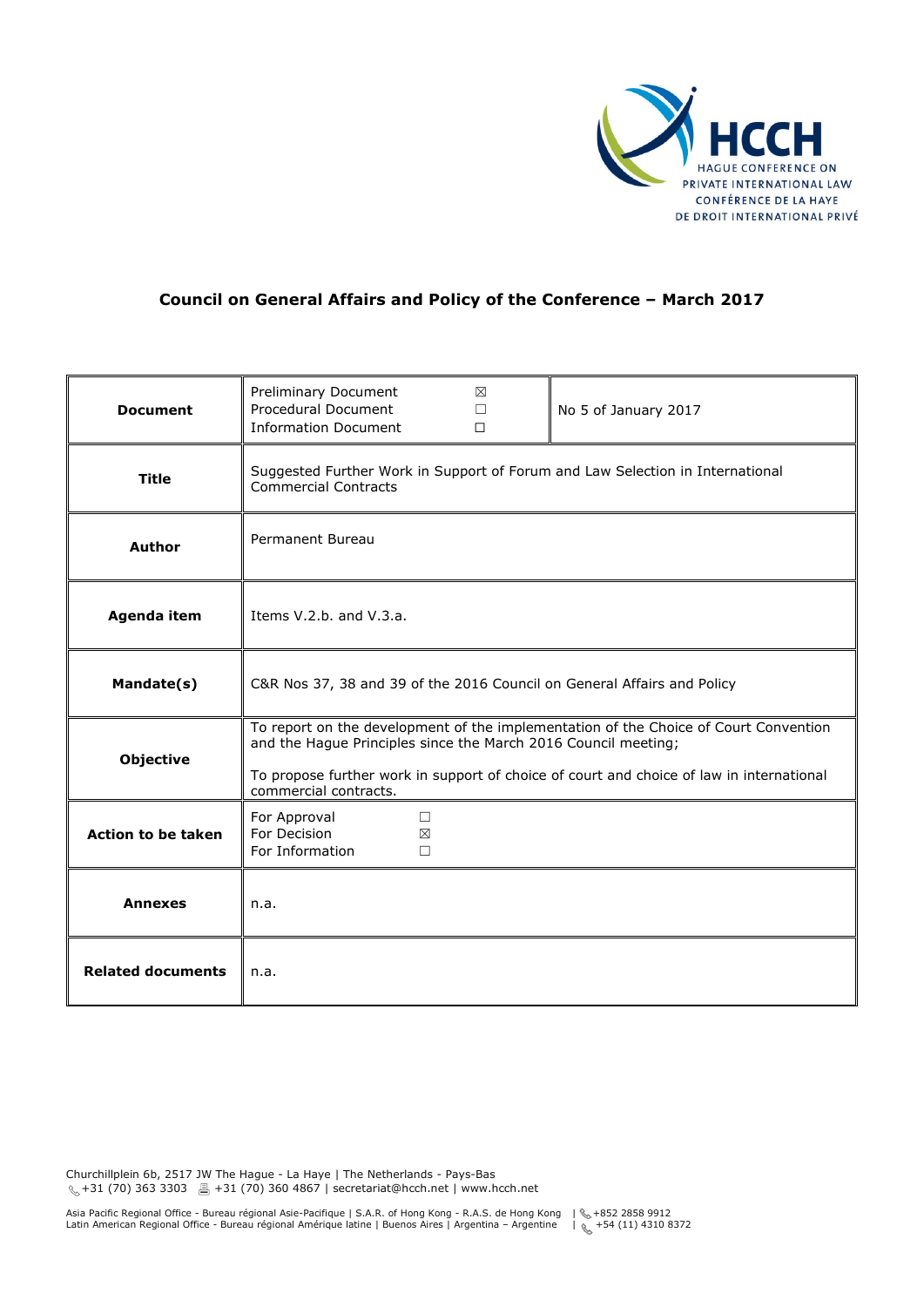HCCH
HAGUE CONFERENCE ON
PRIVATE INTERNATIONAL LAW
CONFÉRENCE DE LA HAYE
DE DROIT INTERNATIONAL PRIVÉ

## Council on General Affairs and Policy of the Conference – March 2017

| | | |
|---|---|---|
| **Document** | Preliminary Document ☒<br>Procedural Document ☐<br>Information Document ☐ | No 5 of January 2017 |
| **Title** | Suggested Further Work in Support of Forum and Law Selection in International Commercial Contracts | |
| **Author** | Permanent Bureau | |
| **Agenda item** | Items V.2.b. and V.3.a. | |
| **Mandate(s)** | C&R Nos 37, 38 and 39 of the 2016 Council on General Affairs and Policy | |
| **Objective** | To report on the development of the implementation of the Choice of Court Convention and the Hague Principles since the March 2016 Council meeting;<br><br>To propose further work in support of choice of court and choice of law in international commercial contracts. | |
| **Action to be taken** | For Approval ☐<br>For Decision ☒<br>For Information ☐ | |
| **Annexes** | n.a. | |
| **Related documents** | n.a. | |

Churchillplein 6b, 2517 JW The Hague - La Haye | The Netherlands - Pays-Bas
+31 (70) 363 3303 | +31 (70) 360 4867 | secretariat@hcch.net | www.hcch.net

Asia Pacific Regional Office - Bureau régional Asie-Pacifique | S.A.R. of Hong Kong - R.A.S. de Hong Kong | +852 2858 9912
Latin American Regional Office - Bureau régional Amérique latine | Buenos Aires | Argentina – Argentine | +54 (11) 4310 8372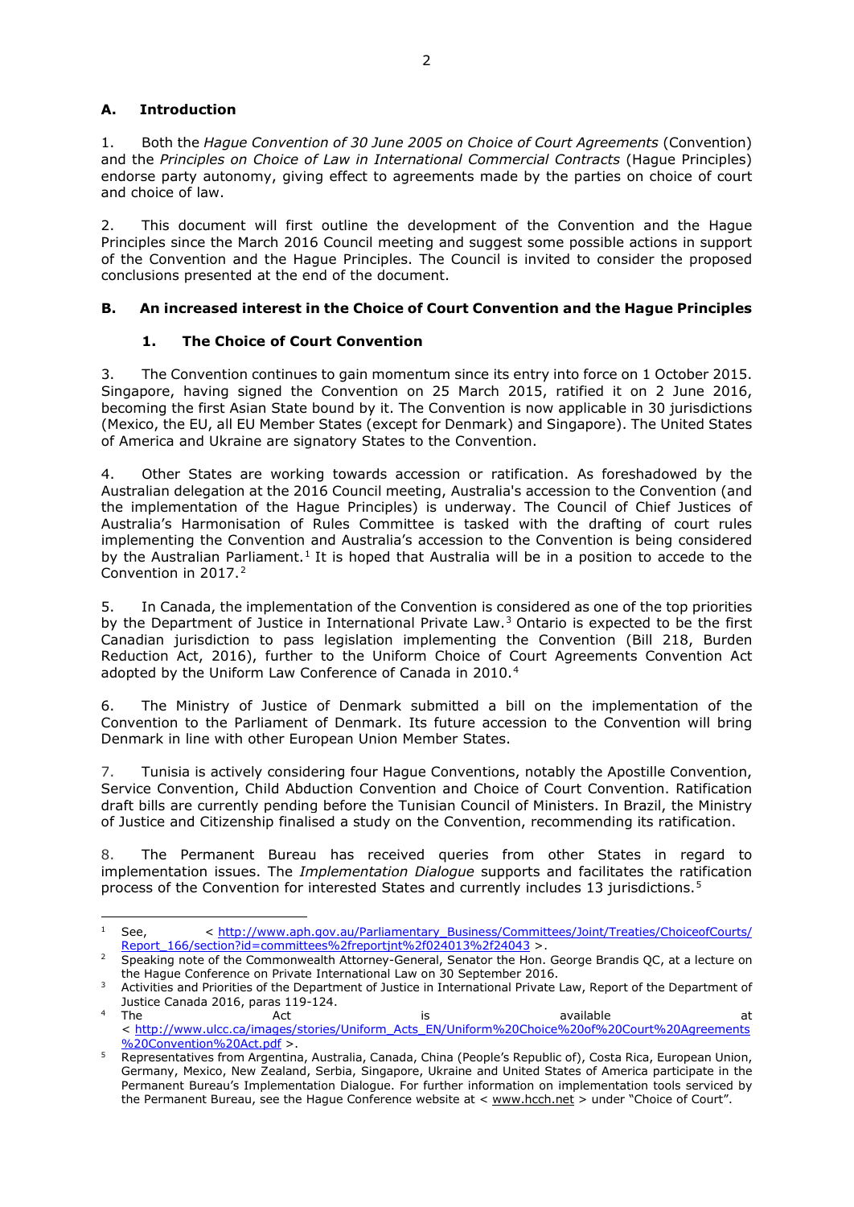## A. Introduction

1. Both the *Hague Convention of 30 June 2005 on Choice of Court Agreements* (Convention) and the *Principles on Choice of Law in International Commercial Contracts* (Hague Principles) endorse party autonomy, giving effect to agreements made by the parties on choice of court and choice of law.

2. This document will first outline the development of the Convention and the Hague Principles since the March 2016 Council meeting and suggest some possible actions in support of the Convention and the Hague Principles. The Council is invited to consider the proposed conclusions presented at the end of the document.

## B. An increased interest in the Choice of Court Convention and the Hague Principles

### 1. The Choice of Court Convention

3. The Convention continues to gain momentum since its entry into force on 1 October 2015. Singapore, having signed the Convention on 25 March 2015, ratified it on 2 June 2016, becoming the first Asian State bound by it. The Convention is now applicable in 30 jurisdictions (Mexico, the EU, all EU Member States (except for Denmark) and Singapore). The United States of America and Ukraine are signatory States to the Convention.

4. Other States are working towards accession or ratification. As foreshadowed by the Australian delegation at the 2016 Council meeting, Australia's accession to the Convention (and the implementation of the Hague Principles) is underway. The Council of Chief Justices of Australia's Harmonisation of Rules Committee is tasked with the drafting of court rules implementing the Convention and Australia's accession to the Convention is being considered by the Australian Parliament.[1] It is hoped that Australia will be in a position to accede to the Convention in 2017.[2]

5. In Canada, the implementation of the Convention is considered as one of the top priorities by the Department of Justice in International Private Law.[3] Ontario is expected to be the first Canadian jurisdiction to pass legislation implementing the Convention (Bill 218, Burden Reduction Act, 2016), further to the Uniform Choice of Court Agreements Convention Act adopted by the Uniform Law Conference of Canada in 2010.[4]

6. The Ministry of Justice of Denmark submitted a bill on the implementation of the Convention to the Parliament of Denmark. Its future accession to the Convention will bring Denmark in line with other European Union Member States.

7. Tunisia is actively considering four Hague Conventions, notably the Apostille Convention, Service Convention, Child Abduction Convention and Choice of Court Convention. Ratification draft bills are currently pending before the Tunisian Council of Ministers. In Brazil, the Ministry of Justice and Citizenship finalised a study on the Convention, recommending its ratification.

8. The Permanent Bureau has received queries from other States in regard to implementation issues. The *Implementation Dialogue* supports and facilitates the ratification process of the Convention for interested States and currently includes 13 jurisdictions.[5]

---

[1] See, < http://www.aph.gov.au/Parliamentary_Business/Committees/Joint/Treaties/ChoiceofCourts/Report_166/section?id=committees%2freportjnt%2f024013%2f24043 >.

[2] Speaking note of the Commonwealth Attorney-General, Senator the Hon. George Brandis QC, at a lecture on the Hague Conference on Private International Law on 30 September 2016.

[3] Activities and Priorities of the Department of Justice in International Private Law, Report of the Department of Justice Canada 2016, paras 119-124.

[4] The Act is available at < http://www.ulcc.ca/images/stories/Uniform_Acts_EN/Uniform%20Choice%20of%20Court%20Agreements%20Convention%20Act.pdf >.

[5] Representatives from Argentina, Australia, Canada, China (People's Republic of), Costa Rica, European Union, Germany, Mexico, New Zealand, Serbia, Singapore, Ukraine and United States of America participate in the Permanent Bureau's Implementation Dialogue. For further information on implementation tools serviced by the Permanent Bureau, see the Hague Conference website at < www.hcch.net > under "Choice of Court".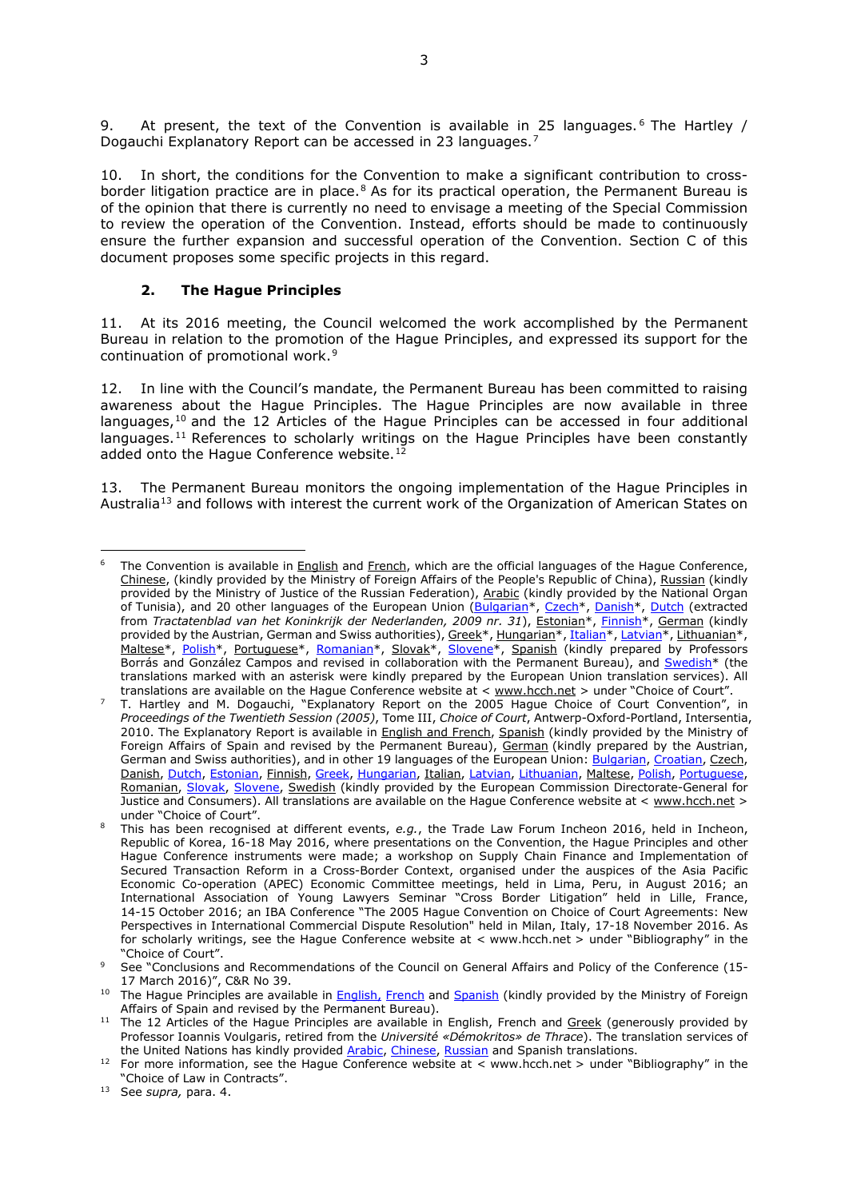9. At present, the text of the Convention is available in 25 languages.[6] The Hartley / Dogauchi Explanatory Report can be accessed in 23 languages.[7]

10. In short, the conditions for the Convention to make a significant contribution to cross-border litigation practice are in place.[8] As for its practical operation, the Permanent Bureau is of the opinion that there is currently no need to envisage a meeting of the Special Commission to review the operation of the Convention. Instead, efforts should be made to continuously ensure the further expansion and successful operation of the Convention. Section C of this document proposes some specific projects in this regard.

### 2. The Hague Principles

11. At its 2016 meeting, the Council welcomed the work accomplished by the Permanent Bureau in relation to the promotion of the Hague Principles, and expressed its support for the continuation of promotional work.[9]

12. In line with the Council's mandate, the Permanent Bureau has been committed to raising awareness about the Hague Principles. The Hague Principles are now available in three languages,[10] and the 12 Articles of the Hague Principles can be accessed in four additional languages.[11] References to scholarly writings on the Hague Principles have been constantly added onto the Hague Conference website.[12]

13. The Permanent Bureau monitors the ongoing implementation of the Hague Principles in Australia[13] and follows with interest the current work of the Organization of American States on

---

[6] The Convention is available in English and French, which are the official languages of the Hague Conference, Chinese, (kindly provided by the Ministry of Foreign Affairs of the People's Republic of China), Russian (kindly provided by the Ministry of Justice of the Russian Federation), Arabic (kindly provided by the National Organ of Tunisia), and 20 other languages of the European Union (Bulgarian*, Czech*, Danish*, Dutch (extracted from *Tractatenblad van het Koninkrijk der Nederlanden, 2009 nr. 31*), Estonian*, Finnish*, German (kindly provided by the Austrian, German and Swiss authorities), Greek*, Hungarian*, Italian*, Latvian*, Lithuanian*, Maltese*, Polish*, Portuguese*, Romanian*, Slovak*, Slovene*, Spanish (kindly prepared by Professors Borrás and González Campos and revised in collaboration with the Permanent Bureau), and Swedish* (the translations marked with an asterisk were kindly prepared by the European Union translation services). All translations are available on the Hague Conference website at < www.hcch.net > under "Choice of Court".

[7] T. Hartley and M. Dogauchi, "Explanatory Report on the 2005 Hague Choice of Court Convention", in *Proceedings of the Twentieth Session (2005)*, Tome III, *Choice of Court*, Antwerp-Oxford-Portland, Intersentia, 2010. The Explanatory Report is available in English and French, Spanish (kindly provided by the Ministry of Foreign Affairs of Spain and revised by the Permanent Bureau), German (kindly prepared by the Austrian, German and Swiss authorities), and in other 19 languages of the European Union: Bulgarian, Croatian, Czech, Danish, Dutch, Estonian, Finnish, Greek, Hungarian, Italian, Latvian, Lithuanian, Maltese, Polish, Portuguese, Romanian, Slovak, Slovene, Swedish (kindly provided by the European Commission Directorate-General for Justice and Consumers). All translations are available on the Hague Conference website at < www.hcch.net > under "Choice of Court".

[8] This has been recognised at different events, *e.g.*, the Trade Law Forum Incheon 2016, held in Incheon, Republic of Korea, 16-18 May 2016, where presentations on the Convention, the Hague Principles and other Hague Conference instruments were made; a workshop on Supply Chain Finance and Implementation of Secured Transaction Reform in a Cross-Border Context, organised under the auspices of the Asia Pacific Economic Co-operation (APEC) Economic Committee meetings, held in Lima, Peru, in August 2016; an International Association of Young Lawyers Seminar "Cross Border Litigation" held in Lille, France, 14-15 October 2016; an IBA Conference "The 2005 Hague Convention on Choice of Court Agreements: New Perspectives in International Commercial Dispute Resolution" held in Milan, Italy, 17-18 November 2016. As for scholarly writings, see the Hague Conference website at < www.hcch.net > under "Bibliography" in the "Choice of Court".

[9] See "Conclusions and Recommendations of the Council on General Affairs and Policy of the Conference (15-17 March 2016)", C&R No 39.

[10] The Hague Principles are available in English, French and Spanish (kindly provided by the Ministry of Foreign Affairs of Spain and revised by the Permanent Bureau).

[11] The 12 Articles of the Hague Principles are available in English, French and Greek (generously provided by Professor Ioannis Voulgaris, retired from the *Université «Démokritos» de Thrace*). The translation services of the United Nations has kindly provided Arabic, Chinese, Russian and Spanish translations.

[12] For more information, see the Hague Conference website at < www.hcch.net > under "Bibliography" in the "Choice of Law in Contracts".

[13] See *supra,* para. 4.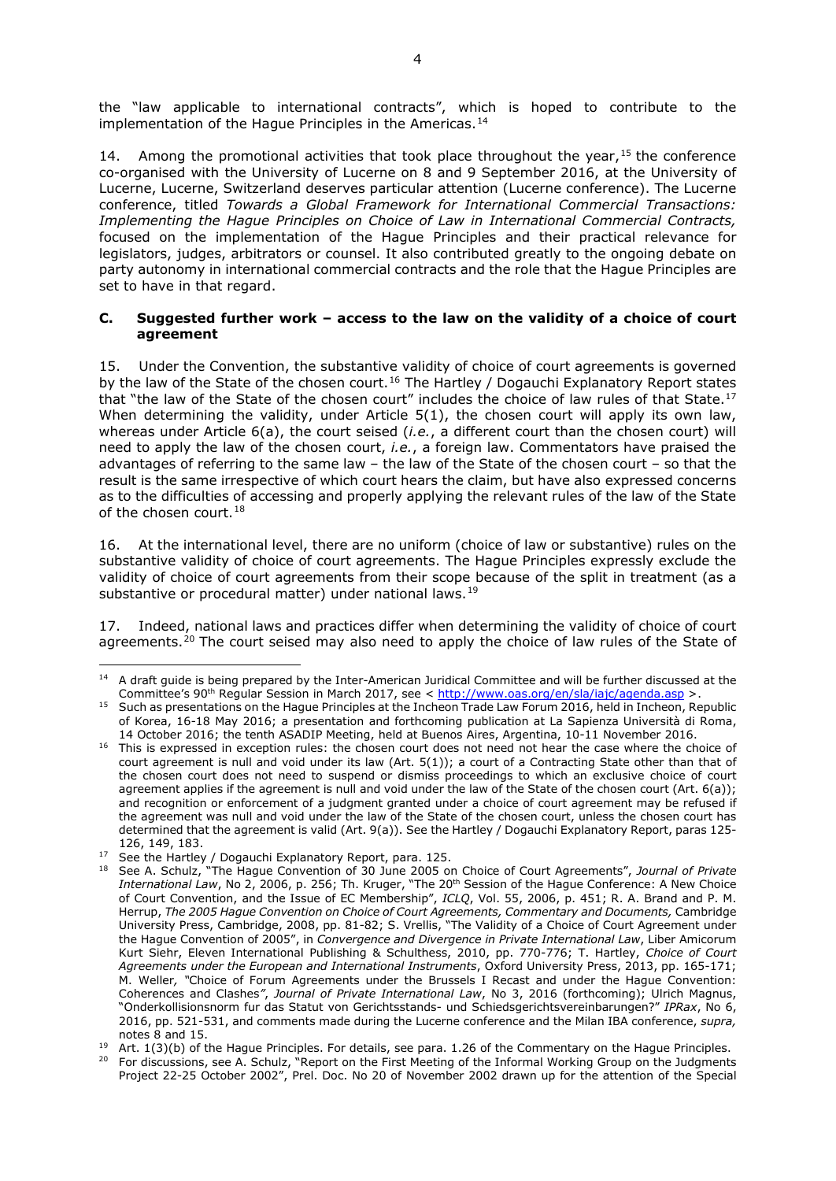the "law applicable to international contracts", which is hoped to contribute to the implementation of the Hague Principles in the Americas.[14]

14. Among the promotional activities that took place throughout the year,[15] the conference co-organised with the University of Lucerne on 8 and 9 September 2016, at the University of Lucerne, Lucerne, Switzerland deserves particular attention (Lucerne conference). The Lucerne conference, titled *Towards a Global Framework for International Commercial Transactions: Implementing the Hague Principles on Choice of Law in International Commercial Contracts,* focused on the implementation of the Hague Principles and their practical relevance for legislators, judges, arbitrators or counsel. It also contributed greatly to the ongoing debate on party autonomy in international commercial contracts and the role that the Hague Principles are set to have in that regard.

### C. Suggested further work – access to the law on the validity of a choice of court agreement

15. Under the Convention, the substantive validity of choice of court agreements is governed by the law of the State of the chosen court.[16] The Hartley / Dogauchi Explanatory Report states that "the law of the State of the chosen court" includes the choice of law rules of that State.[17] When determining the validity, under Article 5(1), the chosen court will apply its own law, whereas under Article 6(a), the court seised (*i.e.*, a different court than the chosen court) will need to apply the law of the chosen court, *i.e.*, a foreign law. Commentators have praised the advantages of referring to the same law – the law of the State of the chosen court – so that the result is the same irrespective of which court hears the claim, but have also expressed concerns as to the difficulties of accessing and properly applying the relevant rules of the law of the State of the chosen court.[18]

16. At the international level, there are no uniform (choice of law or substantive) rules on the substantive validity of choice of court agreements. The Hague Principles expressly exclude the validity of choice of court agreements from their scope because of the split in treatment (as a substantive or procedural matter) under national laws.[19]

17. Indeed, national laws and practices differ when determining the validity of choice of court agreements.[20] The court seised may also need to apply the choice of law rules of the State of

---

[14] A draft guide is being prepared by the Inter-American Juridical Committee and will be further discussed at the Committee's 90th Regular Session in March 2017, see < http://www.oas.org/en/sla/iajc/agenda.asp >.

[15] Such as presentations on the Hague Principles at the Incheon Trade Law Forum 2016, held in Incheon, Republic of Korea, 16-18 May 2016; a presentation and forthcoming publication at La Sapienza Università di Roma, 14 October 2016; the tenth ASADIP Meeting, held at Buenos Aires, Argentina, 10-11 November 2016.

[16] This is expressed in exception rules: the chosen court does not need not hear the case where the choice of court agreement is null and void under its law (Art. 5(1)); a court of a Contracting State other than that of the chosen court does not need to suspend or dismiss proceedings to which an exclusive choice of court agreement applies if the agreement is null and void under the law of the State of the chosen court (Art. 6(a)); and recognition or enforcement of a judgment granted under a choice of court agreement may be refused if the agreement was null and void under the law of the State of the chosen court, unless the chosen court has determined that the agreement is valid (Art. 9(a)). See the Hartley / Dogauchi Explanatory Report, paras 125-126, 149, 183.

[17] See the Hartley / Dogauchi Explanatory Report, para. 125.

[18] See A. Schulz, "The Hague Convention of 30 June 2005 on Choice of Court Agreements", *Journal of Private International Law*, No 2, 2006, p. 256; Th. Kruger, "The 20th Session of the Hague Conference: A New Choice of Court Convention, and the Issue of EC Membership", *ICLQ*, Vol. 55, 2006, p. 451; R. A. Brand and P. M. Herrup, *The 2005 Hague Convention on Choice of Court Agreements, Commentary and Documents,* Cambridge University Press, Cambridge, 2008, pp. 81-82; S. Vrellis, "The Validity of a Choice of Court Agreement under the Hague Convention of 2005", in *Convergence and Divergence in Private International Law*, Liber Amicorum Kurt Siehr, Eleven International Publishing & Schulthess, 2010, pp. 770-776; T. Hartley, *Choice of Court Agreements under the European and International Instruments*, Oxford University Press, 2013, pp. 165-171; M. Weller, "Choice of Forum Agreements under the Brussels I Recast and under the Hague Convention: Coherences and Clashes", *Journal of Private International Law*, No 3, 2016 (forthcoming); Ulrich Magnus, "Onderkollisionsnorm fur das Statut von Gerichtsstands- und Schiedsgerichtsvereinbarungen?" *IPRax*, No 6, 2016, pp. 521-531, and comments made during the Lucerne conference and the Milan IBA conference, *supra,* notes 8 and 15.

[19] Art. 1(3)(b) of the Hague Principles. For details, see para. 1.26 of the Commentary on the Hague Principles.

[20] For discussions, see A. Schulz, "Report on the First Meeting of the Informal Working Group on the Judgments Project 22-25 October 2002", Prel. Doc. No 20 of November 2002 drawn up for the attention of the Special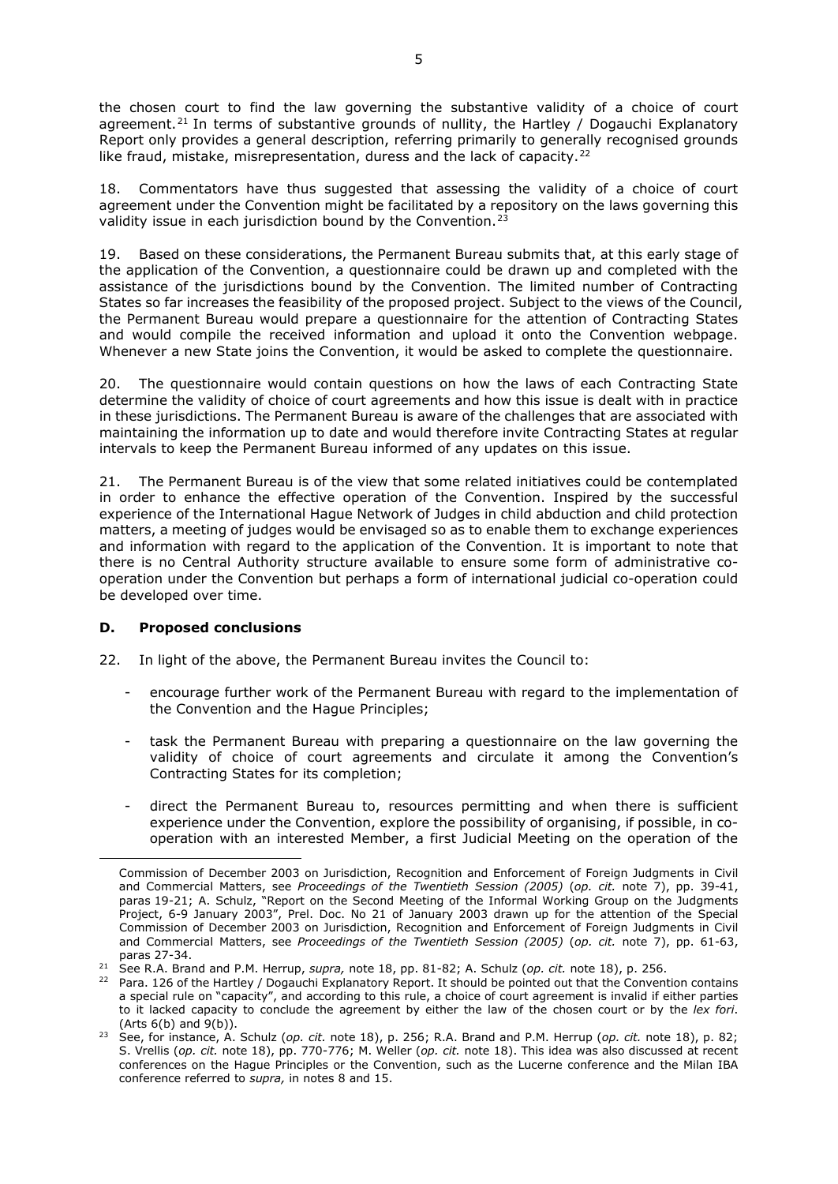the chosen court to find the law governing the substantive validity of a choice of court agreement.[21] In terms of substantive grounds of nullity, the Hartley / Dogauchi Explanatory Report only provides a general description, referring primarily to generally recognised grounds like fraud, mistake, misrepresentation, duress and the lack of capacity.[22]

18. Commentators have thus suggested that assessing the validity of a choice of court agreement under the Convention might be facilitated by a repository on the laws governing this validity issue in each jurisdiction bound by the Convention.[23]

19. Based on these considerations, the Permanent Bureau submits that, at this early stage of the application of the Convention, a questionnaire could be drawn up and completed with the assistance of the jurisdictions bound by the Convention. The limited number of Contracting States so far increases the feasibility of the proposed project. Subject to the views of the Council, the Permanent Bureau would prepare a questionnaire for the attention of Contracting States and would compile the received information and upload it onto the Convention webpage. Whenever a new State joins the Convention, it would be asked to complete the questionnaire.

20. The questionnaire would contain questions on how the laws of each Contracting State determine the validity of choice of court agreements and how this issue is dealt with in practice in these jurisdictions. The Permanent Bureau is aware of the challenges that are associated with maintaining the information up to date and would therefore invite Contracting States at regular intervals to keep the Permanent Bureau informed of any updates on this issue.

21. The Permanent Bureau is of the view that some related initiatives could be contemplated in order to enhance the effective operation of the Convention. Inspired by the successful experience of the International Hague Network of Judges in child abduction and child protection matters, a meeting of judges would be envisaged so as to enable them to exchange experiences and information with regard to the application of the Convention. It is important to note that there is no Central Authority structure available to ensure some form of administrative co-operation under the Convention but perhaps a form of international judicial co-operation could be developed over time.

### D. Proposed conclusions

22. In light of the above, the Permanent Bureau invites the Council to:

- encourage further work of the Permanent Bureau with regard to the implementation of the Convention and the Hague Principles;
- task the Permanent Bureau with preparing a questionnaire on the law governing the validity of choice of court agreements and circulate it among the Convention's Contracting States for its completion;
- direct the Permanent Bureau to, resources permitting and when there is sufficient experience under the Convention, explore the possibility of organising, if possible, in co-operation with an interested Member, a first Judicial Meeting on the operation of the

---

Commission of December 2003 on Jurisdiction, Recognition and Enforcement of Foreign Judgments in Civil and Commercial Matters, see *Proceedings of the Twentieth Session (2005)* (*op. cit.* note 7), pp. 39-41, paras 19-21; A. Schulz, "Report on the Second Meeting of the Informal Working Group on the Judgments Project, 6-9 January 2003", Prel. Doc. No 21 of January 2003 drawn up for the attention of the Special Commission of December 2003 on Jurisdiction, Recognition and Enforcement of Foreign Judgments in Civil and Commercial Matters, see *Proceedings of the Twentieth Session (2005)* (*op. cit.* note 7), pp. 61-63, paras 27-34.

[21] See R.A. Brand and P.M. Herrup, *supra,* note 18, pp. 81-82; A. Schulz (*op. cit.* note 18), p. 256.

[22] Para. 126 of the Hartley / Dogauchi Explanatory Report. It should be pointed out that the Convention contains a special rule on "capacity", and according to this rule, a choice of court agreement is invalid if either parties to it lacked capacity to conclude the agreement by either the law of the chosen court or by the *lex fori*. (Arts 6(b) and 9(b)).

[23] See, for instance, A. Schulz (*op. cit.* note 18), p. 256; R.A. Brand and P.M. Herrup (*op. cit.* note 18), p. 82; S. Vrellis (*op. cit.* note 18), pp. 770-776; M. Weller (*op. cit.* note 18). This idea was also discussed at recent conferences on the Hague Principles or the Convention, such as the Lucerne conference and the Milan IBA conference referred to *supra,* in notes 8 and 15.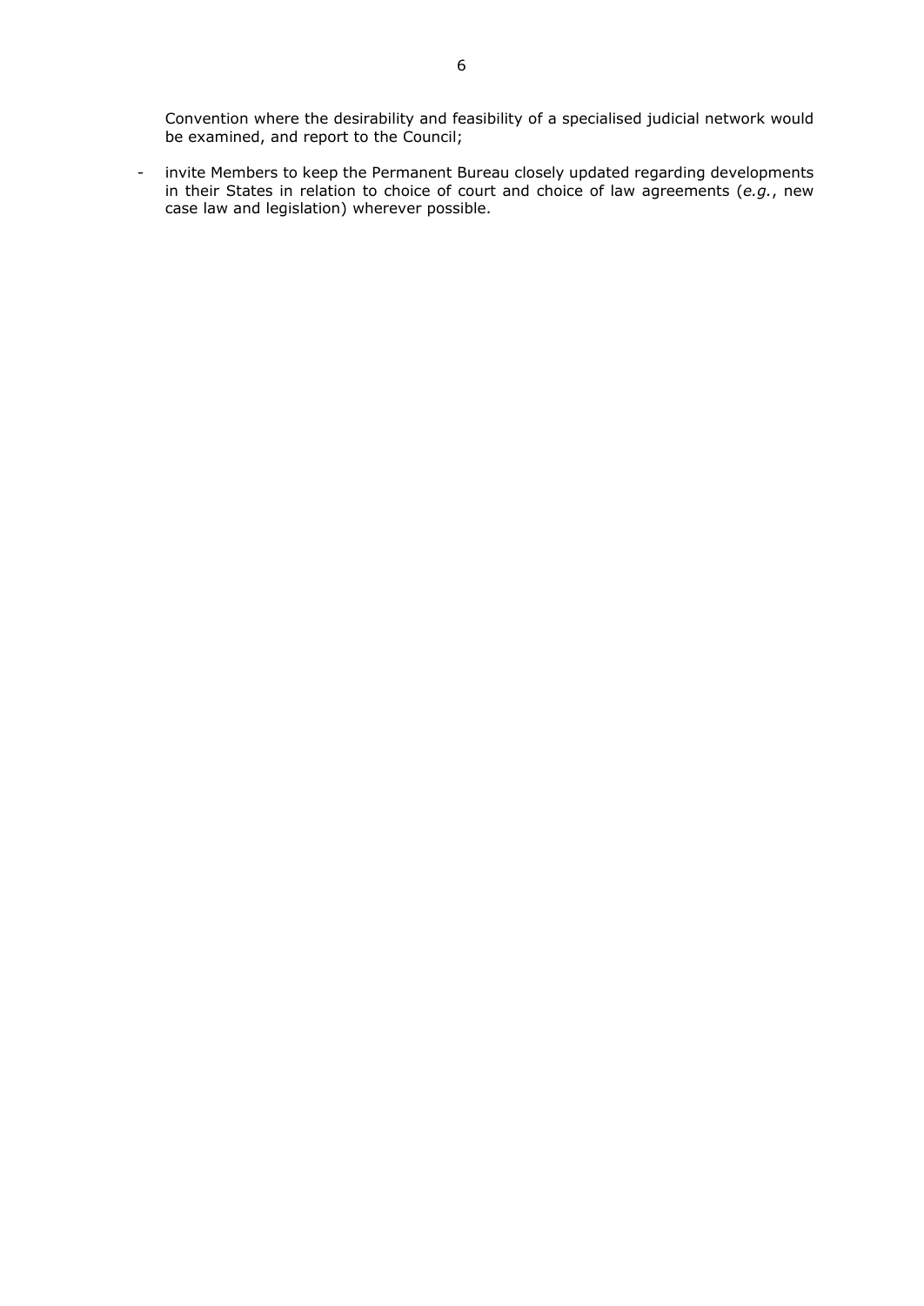Convention where the desirability and feasibility of a specialised judicial network would be examined, and report to the Council;

- invite Members to keep the Permanent Bureau closely updated regarding developments in their States in relation to choice of court and choice of law agreements (*e.g.*, new case law and legislation) wherever possible.